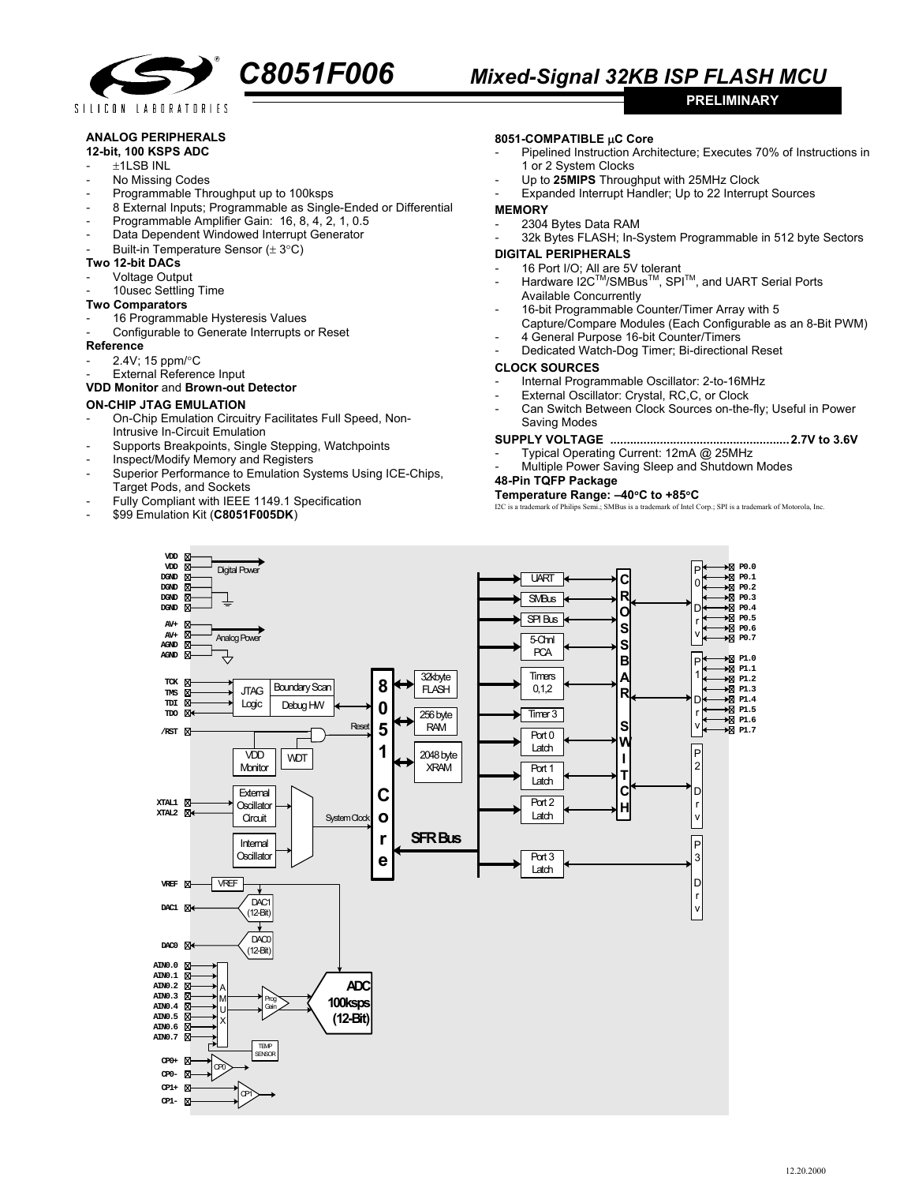# C8051F006 Mixed-Signal 32KB ISP FLASH MCU

PRELIMINARY

**ANALOG PERIPHERALS**

**12-bit, 100 KSPS ADC**

- ±1LSB INL
- No Missing Codes
- Programmable Throughput up to 100ksps
- 8 External Inputs; Programmable as Single-Ended or Differential
- Programmable Amplifier Gain: 16, 8, 4, 2, 1, 0.5
- Data Dependent Windowed Interrupt Generator
- Built-in Temperature Sensor (± 3°C)

**Two 12-bit DACs**

- Voltage Output
- 10usec Settling Time

**Two Comparators**

- 16 Programmable Hysteresis Values
- Configurable to Generate Interrupts or Reset

**Reference**

- 2.4V; 15 ppm/°C
- External Reference Input

**VDD Monitor** and **Brown-out Detector**

**ON-CHIP JTAG EMULATION**

- On-Chip Emulation Circuitry Facilitates Full Speed, Non-Intrusive In-Circuit Emulation
- Supports Breakpoints, Single Stepping, Watchpoints
- Inspect/Modify Memory and Registers
- Superior Performance to Emulation Systems Using ICE-Chips, Target Pods, and Sockets
- Fully Compliant with IEEE 1149.1 Specification
- $99 Emulation Kit (**C8051F005DK**)

**8051-COMPATIBLE μC Core**

- Pipelined Instruction Architecture; Executes 70% of Instructions in 1 or 2 System Clocks
- Up to **25MIPS** Throughput with 25MHz Clock
- Expanded Interrupt Handler; Up to 22 Interrupt Sources

**MEMORY**

- 2304 Bytes Data RAM
- 32k Bytes FLASH; In-System Programmable in 512 byte Sectors

**DIGITAL PERIPHERALS**

- 16 Port I/O; All are 5V tolerant
- Hardware I2C™/SMBus™, SPI™, and UART Serial Ports Available Concurrently
- 16-bit Programmable Counter/Timer Array with 5 Capture/Compare Modules (Each Configurable as an 8-Bit PWM)
- 4 General Purpose 16-bit Counter/Timers
- Dedicated Watch-Dog Timer; Bi-directional Reset

**CLOCK SOURCES**

- Internal Programmable Oscillator: 2-to-16MHz
- External Oscillator: Crystal, RC,C, or Clock
- Can Switch Between Clock Sources on-the-fly; Useful in Power Saving Modes

**SUPPLY VOLTAGE ..................................................... 2.7V to 3.6V**

- Typical Operating Current: 12mA @ 25MHz
- Multiple Power Saving Sleep and Shutdown Modes

**48-Pin TQFP Package**

**Temperature Range: –40°C to +85°C**

I2C is a trademark of Philips Semi.; SMBus is a trademark of Intel Corp.; SPI is a trademark of Motorola, Inc.

12.20.2000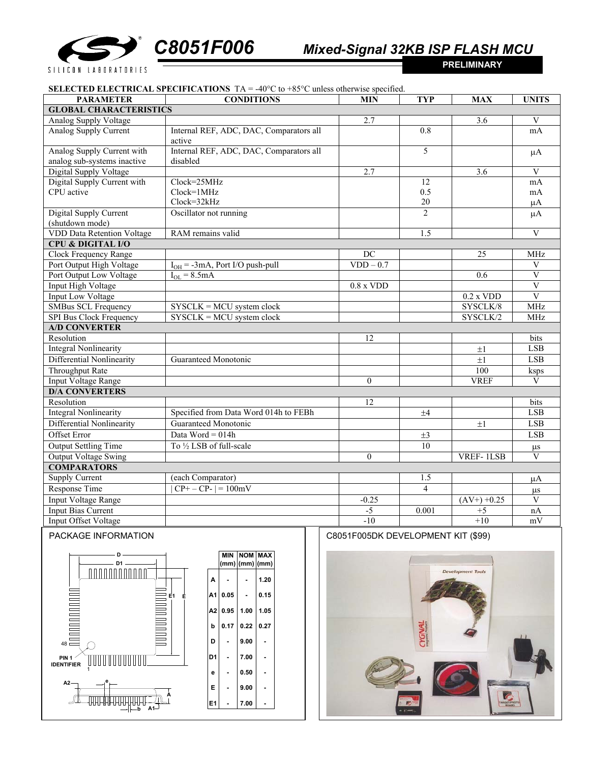# C8051F006 — Mixed-Signal 32KB ISP FLASH MCU

**PRELIMINARY**

**SELECTED ELECTRICAL SPECIFICATIONS** TA = -40°C to +85°C unless otherwise specified.

| PARAMETER | CONDITIONS | MIN | TYP | MAX | UNITS |
|---|---|---|---|---|---|
| **GLOBAL CHARACTERISTICS** | | | | | |
| Analog Supply Voltage | | 2.7 | | 3.6 | V |
| Analog Supply Current | Internal REF, ADC, DAC, Comparators all active | | 0.8 | | mA |
| Analog Supply Current with analog sub-systems inactive | Internal REF, ADC, DAC, Comparators all disabled | | 5 | | µA |
| Digital Supply Voltage | | 2.7 | | 3.6 | V |
| Digital Supply Current with CPU active | Clock=25MHz<br>Clock=1MHz<br>Clock=32kHz | | 12<br>0.5<br>20 | | mA<br>mA<br>µA |
| Digital Supply Current (shutdown mode) | Oscillator not running | | 2 | | µA |
| VDD Data Retention Voltage | RAM remains valid | | 1.5 | | V |
| **CPU & DIGITAL I/O** | | | | | |
| Clock Frequency Range | | DC | | 25 | MHz |
| Port Output High Voltage | $I_{OH}$ = -3mA, Port I/O push-pull | VDD – 0.7 | | | V |
| Port Output Low Voltage | $I_{OL}$ = 8.5mA | | | 0.6 | V |
| Input High Voltage | | 0.8 x VDD | | | V |
| Input Low Voltage | | | | 0.2 x VDD | V |
| SMBus SCL Frequency | SYSCLK = MCU system clock | | | SYSCLK/8 | MHz |
| SPI Bus Clock Frequency | SYSCLK = MCU system clock | | | SYSCLK/2 | MHz |
| **A/D CONVERTER** | | | | | |
| Resolution | | 12 | | | bits |
| Integral Nonlinearity | | | | ±1 | LSB |
| Differential Nonlinearity | Guaranteed Monotonic | | | ±1 | LSB |
| Throughput Rate | | | | 100 | ksps |
| Input Voltage Range | | 0 | | VREF | V |
| **D/A CONVERTERS** | | | | | |
| Resolution | | 12 | | | bits |
| Integral Nonlinearity | Specified from Data Word 014h to FEBh | | ±4 | | LSB |
| Differential Nonlinearity | Guaranteed Monotonic | | | ±1 | LSB |
| Offset Error | Data Word = 014h | | ±3 | | LSB |
| Output Settling Time | To ½ LSB of full-scale | | 10 | | µs |
| Output Voltage Swing | | 0 | | VREF- 1LSB | V |
| **COMPARATORS** | | | | | |
| Supply Current | (each Comparator) | | 1.5 | | µA |
| Response Time | \| CP+ – CP- \| = 100mV | | 4 | | µs |
| Input Voltage Range | | -0.25 | | (AV+) +0.25 | V |
| Input Bias Current | | -5 | 0.001 | +5 | nA |
| Input Offset Voltage | | -10 | | +10 | mV |

## PACKAGE INFORMATION

D
D1
E1
E
48
PIN 1 IDENTIFIER
1
A2
e
A
b
A1

| | MIN (mm) | NOM (mm) | MAX (mm) |
|---|---|---|---|
| A | - | - | 1.20 |
| A1 | 0.05 | - | 0.15 |
| A2 | 0.95 | 1.00 | 1.05 |
| b | 0.17 | 0.22 | 0.27 |
| D | - | 9.00 | - |
| D1 | - | 7.00 | - |
| e | - | 0.50 | - |
| E | - | 9.00 | - |
| E1 | - | 7.00 | - |

## C8051F005DK DEVELOPMENT KIT ($99)